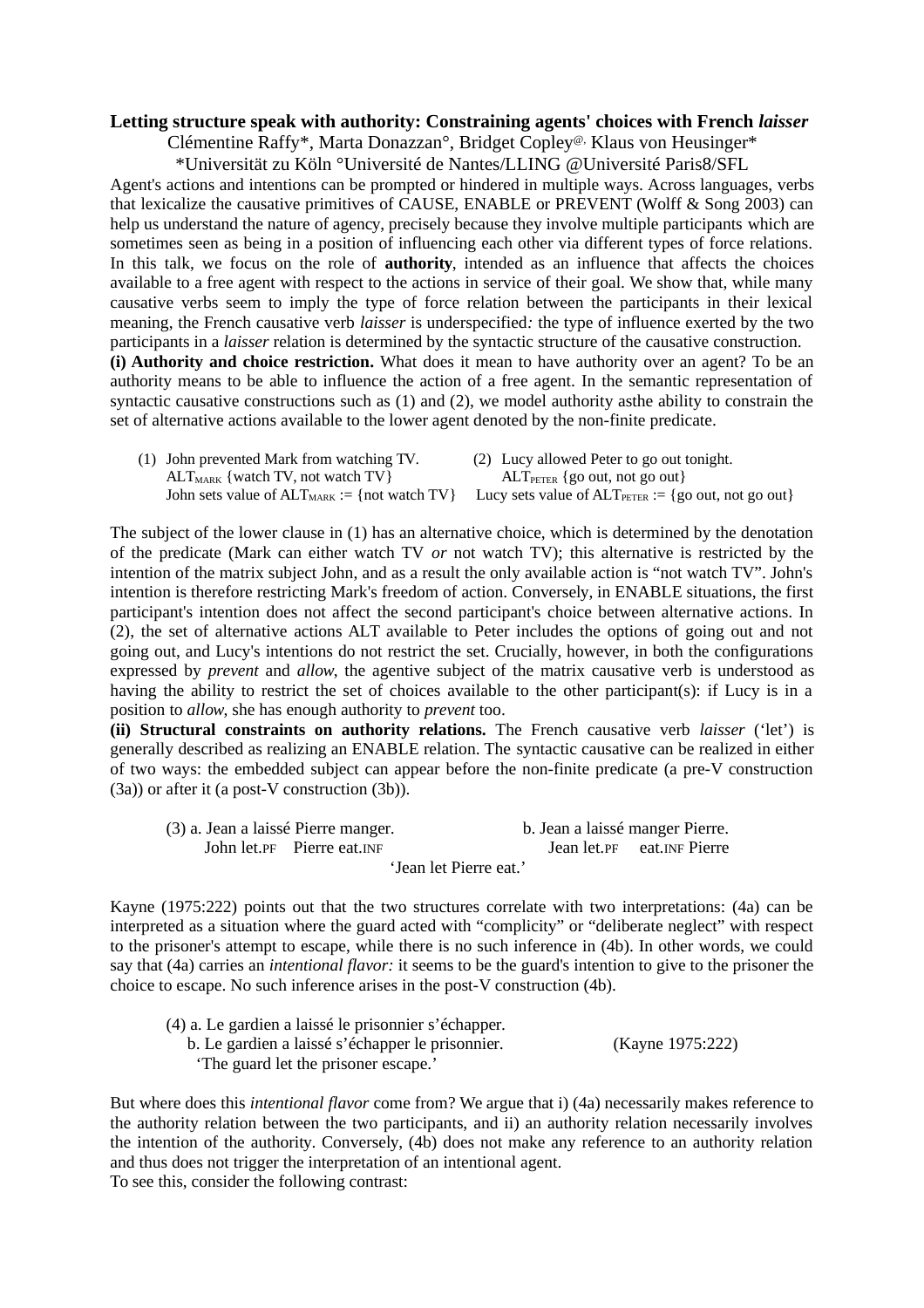# Letting structure speak with authority: Constraining agents' choices with French *laisser*

Clémentine Raffy*, Marta Donazzan°, Bridget Copley[@], Klaus von Heusinger*

*Universität zu Köln °Université de Nantes/LLING @Université Paris8/SFL

Agent's actions and intentions can be prompted or hindered in multiple ways. Across languages, verbs that lexicalize the causative primitives of CAUSE, ENABLE or PREVENT (Wolff & Song 2003) can help us understand the nature of agency, precisely because they involve multiple participants which are sometimes seen as being in a position of influencing each other via different types of force relations. In this talk, we focus on the role of **authority**, intended as an influence that affects the choices available to a free agent with respect to the actions in service of their goal. We show that, while many causative verbs seem to imply the type of force relation between the participants in their lexical meaning, the French causative verb *laisser* is underspecified*:* the type of influence exerted by the two participants in a *laisser* relation is determined by the syntactic structure of the causative construction.

**(i) Authority and choice restriction.** What does it mean to have authority over an agent? To be an authority means to be able to influence the action of a free agent. In the semantic representation of syntactic causative constructions such as (1) and (2), we model authority asthe ability to constrain the set of alternative actions available to the lower agent denoted by the non-finite predicate.

(1) John prevented Mark from watching TV.
$ALT_{MARK}$ {watch TV, not watch TV}
John sets value of $ALT_{MARK}$ := {not watch TV}

(2) Lucy allowed Peter to go out tonight.
$ALT_{PETER}$ {go out, not go out}
Lucy sets value of $ALT_{PETER}$ := {go out, not go out}

The subject of the lower clause in (1) has an alternative choice, which is determined by the denotation of the predicate (Mark can either watch TV *or* not watch TV); this alternative is restricted by the intention of the matrix subject John, and as a result the only available action is "not watch TV". John's intention is therefore restricting Mark's freedom of action. Conversely, in ENABLE situations, the first participant's intention does not affect the second participant's choice between alternative actions. In (2), the set of alternative actions ALT available to Peter includes the options of going out and not going out, and Lucy's intentions do not restrict the set. Crucially, however, in both the configurations expressed by *prevent* and *allow*, the agentive subject of the matrix causative verb is understood as having the ability to restrict the set of choices available to the other participant(s): if Lucy is in a position to *allow*, she has enough authority to *prevent* too.

**(ii) Structural constraints on authority relations.** The French causative verb *laisser* ('let') is generally described as realizing an ENABLE relation. The syntactic causative can be realized in either of two ways: the embedded subject can appear before the non-finite predicate (a pre-V construction (3a)) or after it (a post-V construction (3b)).

(3) a. Jean a laissé Pierre manger.
John let.PF Pierre eat.INF

b. Jean a laissé manger Pierre.
Jean let.PF eat.INF Pierre

'Jean let Pierre eat.'

Kayne (1975:222) points out that the two structures correlate with two interpretations: (4a) can be interpreted as a situation where the guard acted with "complicity" or "deliberate neglect" with respect to the prisoner's attempt to escape, while there is no such inference in (4b). In other words, we could say that (4a) carries an *intentional flavor:* it seems to be the guard's intention to give to the prisoner the choice to escape. No such inference arises in the post-V construction (4b).

(4) a. Le gardien a laissé le prisonnier s'échapper.
b. Le gardien a laissé s'échapper le prisonnier. (Kayne 1975:222)
'The guard let the prisoner escape.'

But where does this *intentional flavor* come from? We argue that i) (4a) necessarily makes reference to the authority relation between the two participants, and ii) an authority relation necessarily involves the intention of the authority. Conversely, (4b) does not make any reference to an authority relation and thus does not trigger the interpretation of an intentional agent.

To see this, consider the following contrast: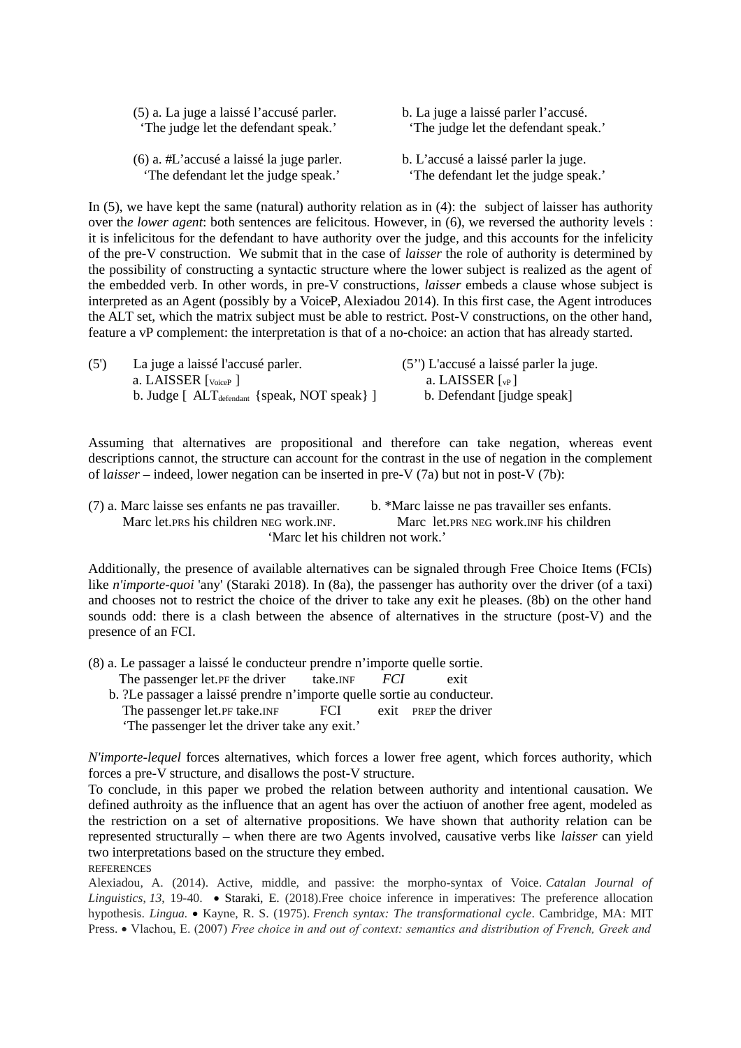(5) a. La juge a laissé l'accusé parler.
'The judge let the defendant speak.'

b. La juge a laissé parler l'accusé.
'The judge let the defendant speak.'

(6) a. #L'accusé a laissé la juge parler.
'The defendant let the judge speak.'

b. L'accusé a laissé parler la juge.
'The defendant let the judge speak.'

In (5), we have kept the same (natural) authority relation as in (4): the subject of laisser has authority over th*e lower agent*: both sentences are felicitous. However, in (6), we reversed the authority levels : it is infelicitous for the defendant to have authority over the judge, and this accounts for the infelicity of the pre-V construction. We submit that in the case of *laisser* the role of authority is determined by the possibility of constructing a syntactic structure where the lower subject is realized as the agent of the embedded verb. In other words, in pre-V constructions, *laisser* embeds a clause whose subject is interpreted as an Agent (possibly by a VoiceP, Alexiadou 2014). In this first case, the Agent introduces the ALT set, which the matrix subject must be able to restrict. Post-V constructions, on the other hand, feature a vP complement: the interpretation is that of a no-choice: an action that has already started.

(5') La juge a laissé l'accusé parler.
a. LAISSER [$_{\text{VoiceP}}$ ]
b. Judge [ ALT$_{\text{defendant}}$ {speak, NOT speak} ]

(5'') L'accusé a laissé parler la juge.
a. LAISSER [$_{\text{vP}}$ ]
b. Defendant [judge speak]

Assuming that alternatives are propositional and therefore can take negation, whereas event descriptions cannot, the structure can account for the contrast in the use of negation in the complement of l*aisser* – indeed, lower negation can be inserted in pre-V (7a) but not in post-V (7b):

(7) a. Marc laisse ses enfants ne pas travailler.
Marc let.PRS his children NEG work.INF.

b. *Marc laisse ne pas travailler ses enfants.
Marc let.PRS NEG work.INF his children

'Marc let his children not work.'

Additionally, the presence of available alternatives can be signaled through Free Choice Items (FCIs) like *n'importe-quoi* 'any' (Staraki 2018). In (8a), the passenger has authority over the driver (of a taxi) and chooses not to restrict the choice of the driver to take any exit he pleases. (8b) on the other hand sounds odd: there is a clash between the absence of alternatives in the structure (post-V) and the presence of an FCI.

(8) a. Le passager a laissé le conducteur prendre n'importe quelle sortie.
The passenger let.PF the driver take.INF *FCI* exit

b. ?Le passager a laissé prendre n'importe quelle sortie au conducteur.
The passenger let.PF take.INF FCI exit PREP the driver

'The passenger let the driver take any exit.'

*N'importe-lequel* forces alternatives, which forces a lower free agent, which forces authority, which forces a pre-V structure, and disallows the post-V structure.

To conclude, in this paper we probed the relation between authority and intentional causation. We defined authroity as the influence that an agent has over the actiuon of another free agent, modeled as the restriction on a set of alternative propositions. We have shown that authority relation can be represented structurally – when there are two Agents involved, causative verbs like *laisser* can yield two interpretations based on the structure they embed.

REFERENCES

Alexiadou, A. (2014). Active, middle, and passive: the morpho-syntax of Voice. *Catalan Journal of Linguistics*, *13*, 19-40. • Staraki, E. (2018).Free choice inference in imperatives: The preference allocation hypothesis. *Lingua.* • Kayne, R. S. (1975). *French syntax: The transformational cycle*. Cambridge, MA: MIT Press. • Vlachou, E. (2007) *Free choice in and out of context: semantics and distribution of French, Greek and*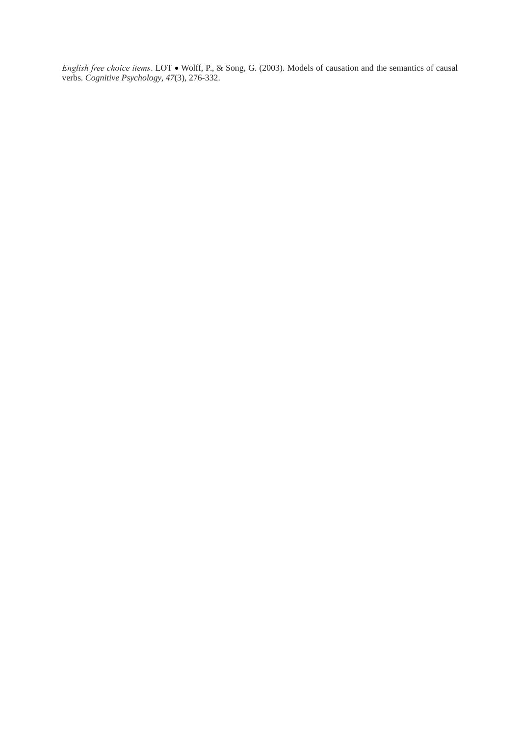*English free choice items*. LOT • Wolff, P., & Song, G. (2003). Models of causation and the semantics of causal verbs. *Cognitive Psychology*, *47*(3), 276-332.